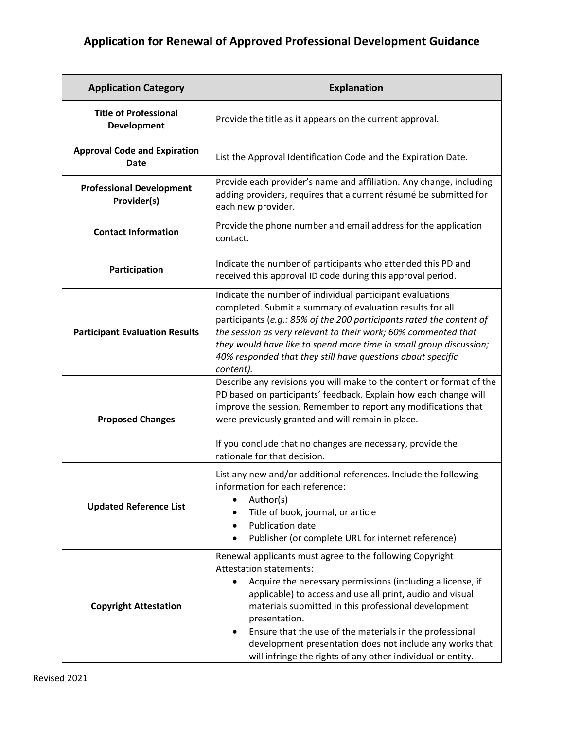# Application for Renewal of Approved Professional Development Guidance

| Application Category | Explanation |
| --- | --- |
| **Title of Professional Development** | Provide the title as it appears on the current approval. |
| **Approval Code and Expiration Date** | List the Approval Identification Code and the Expiration Date. |
| **Professional Development Provider(s)** | Provide each provider's name and affiliation. Any change, including adding providers, requires that a current résumé be submitted for each new provider. |
| **Contact Information** | Provide the phone number and email address for the application contact. |
| **Participation** | Indicate the number of participants who attended this PD and received this approval ID code during this approval period. |
| **Participant Evaluation Results** | Indicate the number of individual participant evaluations completed. Submit a summary of evaluation results for all participants (*e.g.: 85% of the 200 participants rated the content of the session as very relevant to their work; 60% commented that they would have like to spend more time in small group discussion; 40% responded that they still have questions about specific content).* |
| **Proposed Changes** | Describe any revisions you will make to the content or format of the PD based on participants' feedback. Explain how each change will improve the session. Remember to report any modifications that were previously granted and will remain in place.<br><br>If you conclude that no changes are necessary, provide the rationale for that decision. |
| **Updated Reference List** | List any new and/or additional references. Include the following information for each reference:<br>• Author(s)<br>• Title of book, journal, or article<br>• Publication date<br>• Publisher (or complete URL for internet reference) |
| **Copyright Attestation** | Renewal applicants must agree to the following Copyright Attestation statements:<br>• Acquire the necessary permissions (including a license, if applicable) to access and use all print, audio and visual materials submitted in this professional development presentation.<br>• Ensure that the use of the materials in the professional development presentation does not include any works that will infringe the rights of any other individual or entity. |

Revised 2021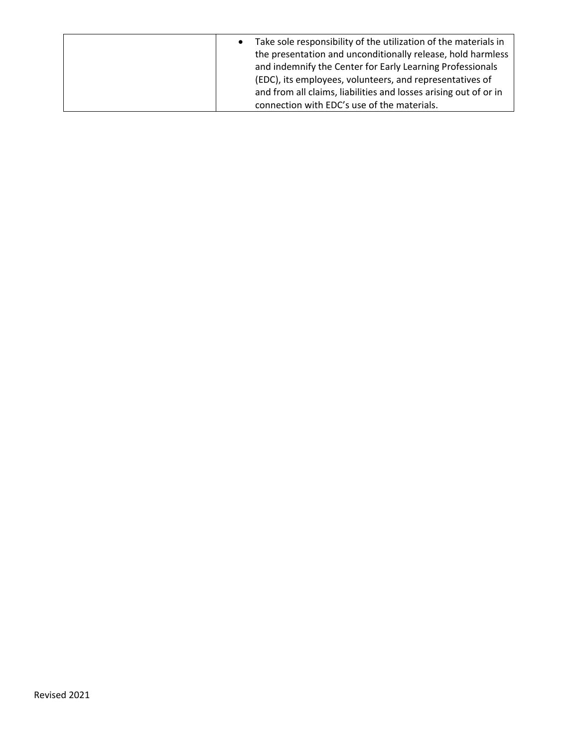| | |
|---|---|
| | • Take sole responsibility of the utilization of the materials in the presentation and unconditionally release, hold harmless and indemnify the Center for Early Learning Professionals (EDC), its employees, volunteers, and representatives of and from all claims, liabilities and losses arising out of or in connection with EDC's use of the materials. |

Revised 2021